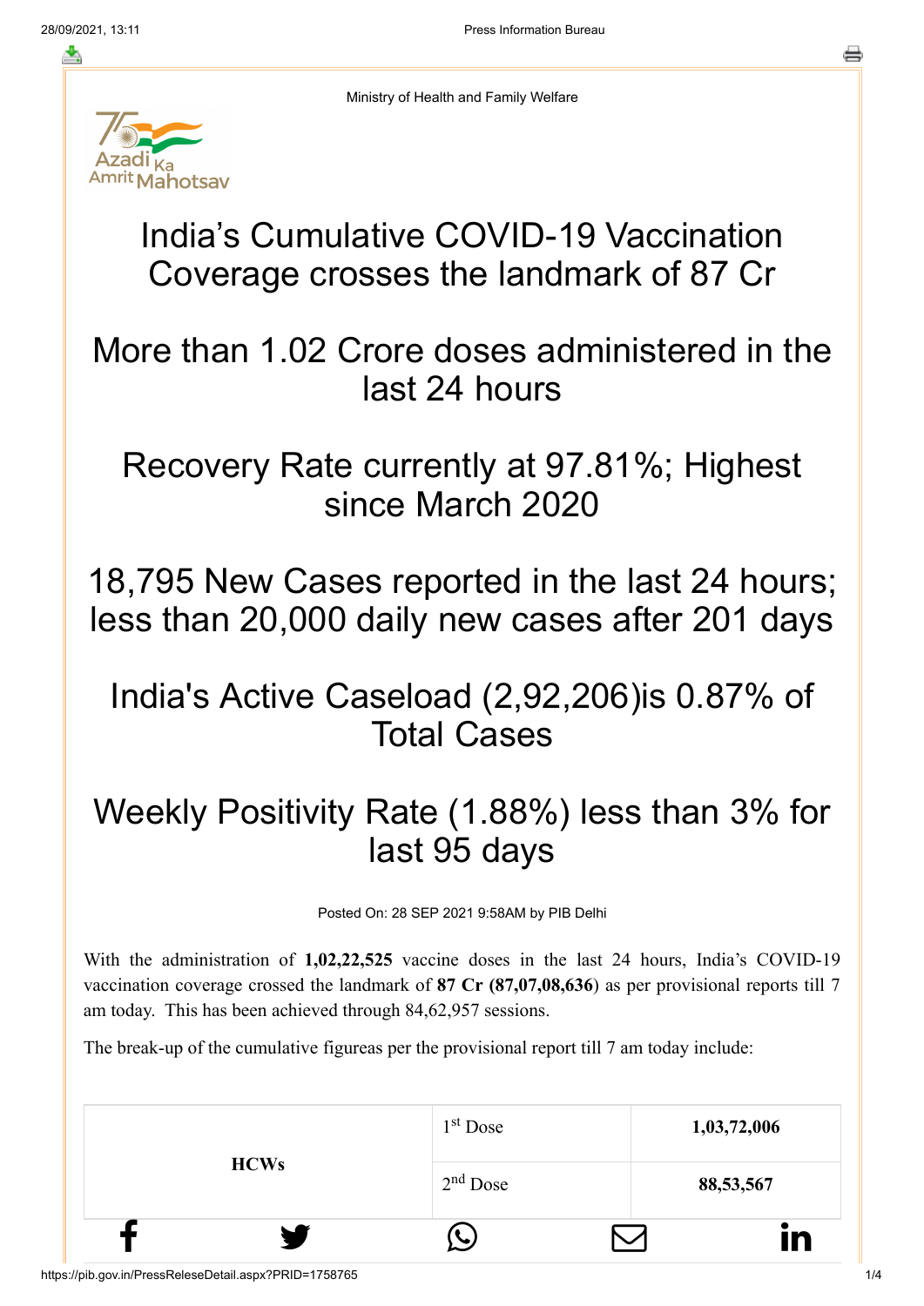Ministry of Health and Family Welfare

# India's Cumulative COVID-19 Vaccination Coverage crosses the landmark of 87 Cr

# More than 1.02 Crore doses administered in the last 24 hours

# Recovery Rate currently at 97.81%; Highest since March 2020

# 18,795 New Cases reported in the last 24 hours; less than 20,000 daily new cases after 201 days

# India's Active Caseload (2,92,206)is 0.87% of Total Cases

# Weekly Positivity Rate (1.88%) less than 3% for last 95 days

Posted On: 28 SEP 2021 9:58AM by PIB Delhi

With the administration of **1,02,22,525** vaccine doses in the last 24 hours, India's COVID-19 vaccination coverage crossed the landmark of **87 Cr (87,07,08,636**) as per provisional reports till 7 am today. This has been achieved through 84,62,957 sessions.

The break-up of the cumulative figureas per the provisional report till 7 am today include:

| | | |
|---|---|---|
| **HCWs** | 1st Dose | **1,03,72,006** |
| | 2nd Dose | **88,53,567** |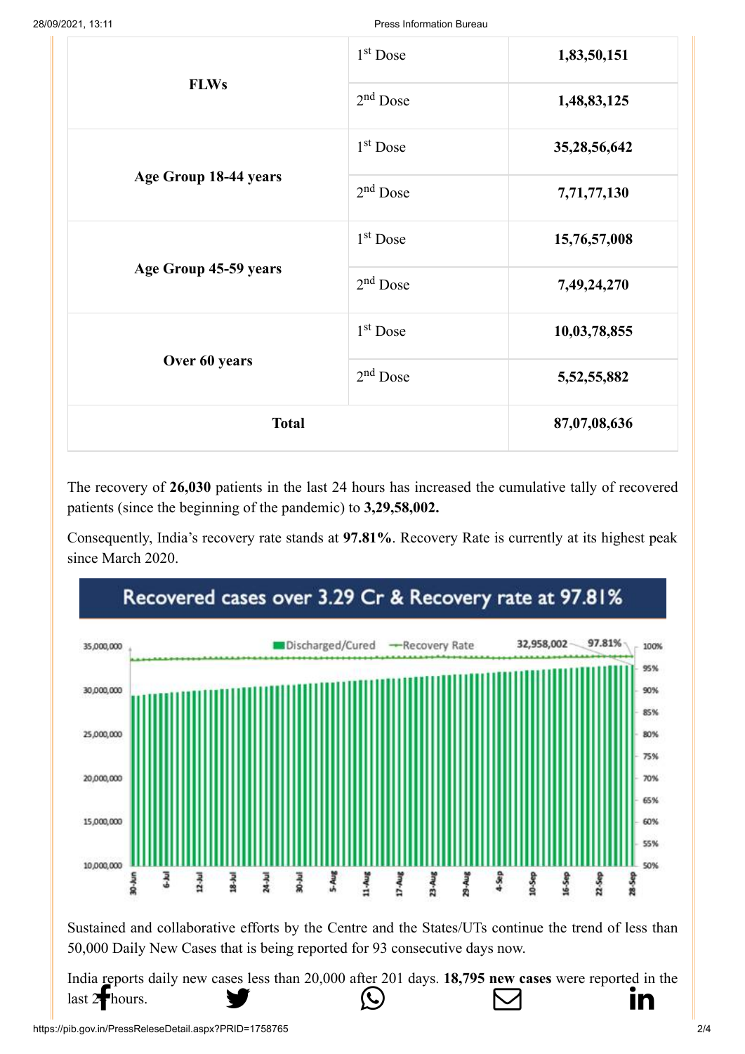| | | |
|---|---|---|
| **FLWs** | 1[st] Dose | **1,83,50,151** |
| | 2[nd] Dose | **1,48,83,125** |
| **Age Group 18-44 years** | 1[st] Dose | **35,28,56,642** |
| | 2[nd] Dose | **7,71,77,130** |
| **Age Group 45-59 years** | 1[st] Dose | **15,76,57,008** |
| | 2[nd] Dose | **7,49,24,270** |
| **Over 60 years** | 1[st] Dose | **10,03,78,855** |
| | 2[nd] Dose | **5,52,55,882** |
| **Total** | | **87,07,08,636** |

The recovery of **26,030** patients in the last 24 hours has increased the cumulative tally of recovered patients (since the beginning of the pandemic) to **3,29,58,002.**

Consequently, India's recovery rate stands at **97.81%**. Recovery Rate is currently at its highest peak since March 2020.

Recovered cases over 3.29 Cr & Recovery rate at 97.81%

Sustained and collaborative efforts by the Centre and the States/UTs continue the trend of less than 50,000 Daily New Cases that is being reported for 93 consecutive days now.

India reports daily new cases less than 20,000 after 201 days. **18,795 new cases** were reported in the last 24 hours.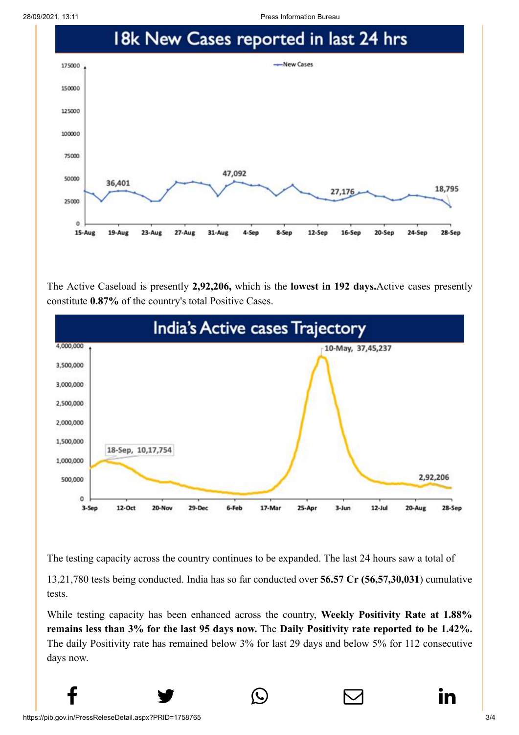## 18k New Cases reported in last 24 hrs

The Active Caseload is presently **2,92,206,** which is the **lowest in 192 days.**Active cases presently constitute **0.87%** of the country's total Positive Cases.

## India's Active cases Trajectory

The testing capacity across the country continues to be expanded. The last 24 hours saw a total of

13,21,780 tests being conducted. India has so far conducted over **56.57 Cr (56,57,30,031**) cumulative tests.

While testing capacity has been enhanced across the country, **Weekly Positivity Rate at 1.88% remains less than 3% for the last 95 days now.** The **Daily Positivity rate reported to be 1.42%.** The daily Positivity rate has remained below 3% for last 29 days and below 5% for 112 consecutive days now.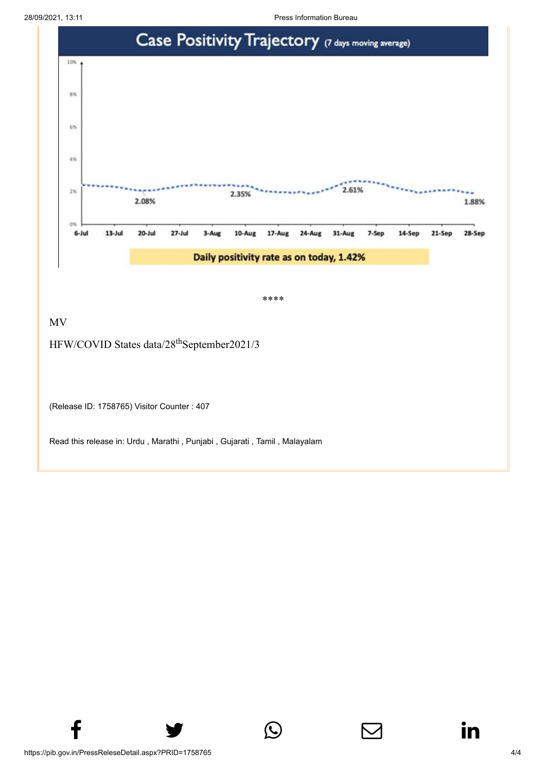## Case Positivity Trajectory (7 days moving average)

10%
8%
6%
4%
2%
0%

2.08%
2.35%
2.61%
1.88%

6-Jul 13-Jul 20-Jul 27-Jul 3-Aug 10-Aug 17-Aug 24-Aug 31-Aug 7-Sep 14-Sep 21-Sep 28-Sep

**Daily positivity rate as on today, 1.42%**

****

MV

HFW/COVID States data/28thSeptember2021/3

(Release ID: 1758765) Visitor Counter : 407

Read this release in: Urdu , Marathi , Punjabi , Gujarati , Tamil , Malayalam